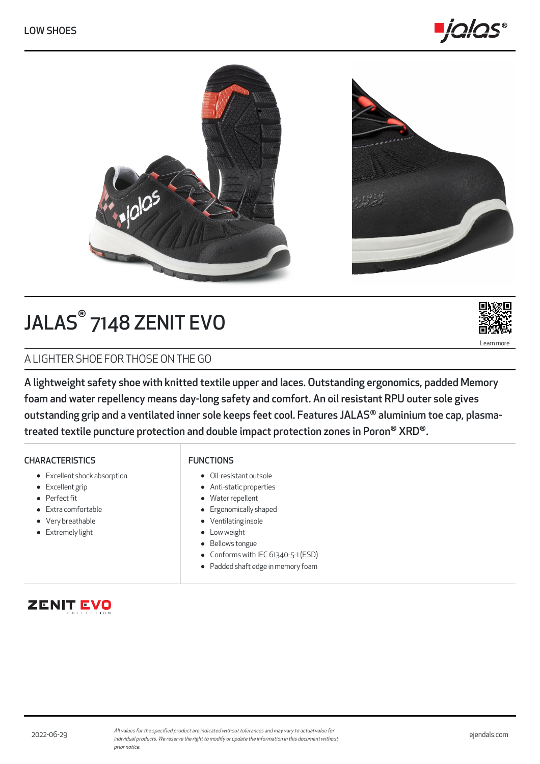LOW SHOES

# JALAS® 7148 ZENIT EVO

Learn more

## A LIGHTER SHOE FOR THOSE ON THE GO

**A lightweight safety shoe with knitted textile upper and laces. Outstanding ergonomics, padded Memory foam and water repellency means day-long safety and comfort. An oil resistant RPU outer sole gives outstanding grip and a ventilated inner sole keeps feet cool. Features JALAS® aluminium toe cap, plasma-treated textile puncture protection and double impact protection zones in Poron® XRD®.**

### CHARACTERISTICS

- Excellent shock absorption
- Excellent grip
- Perfect fit
- Extra comfortable
- Very breathable
- Extremely light

### FUNCTIONS

- Oil-resistant outsole
- Anti-static properties
- Water repellent
- Ergonomically shaped
- Ventilating insole
- Low weight
- Bellows tongue
- Conforms with IEC 61340-5-1 (ESD)
- Padded shaft edge in memory foam

ZENIT EVO COLLECTION

2022-06-29

*All values for the specified product are indicated without tolerances and may vary to actual value for individual products. We reserve the right to modify or update the information in this document without prior notice.*

ejendals.com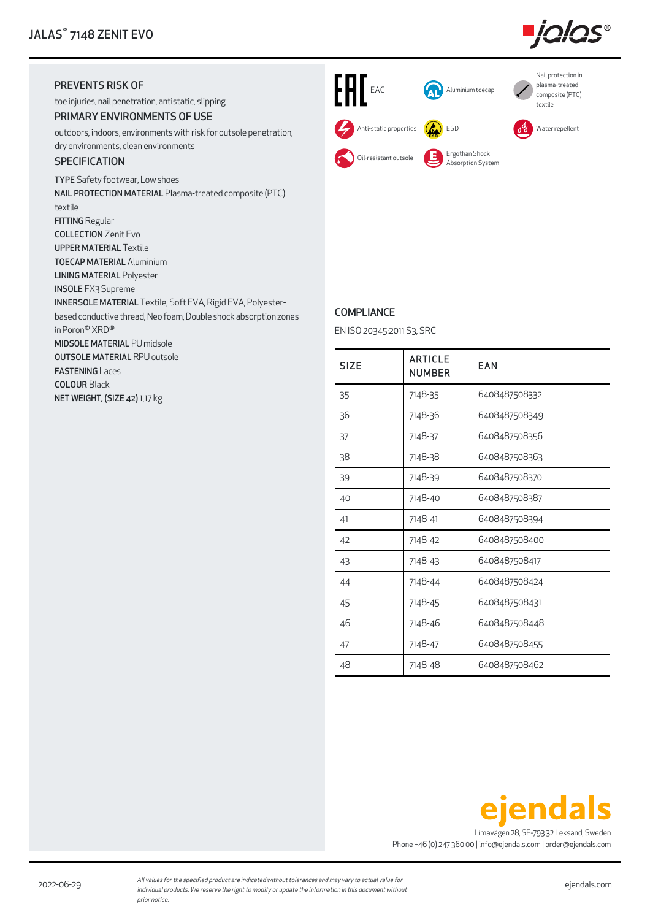# JALAS® 7148 ZENIT EVO

## PREVENTS RISK OF

toe injuries, nail penetration, antistatic, slipping

## PRIMARY ENVIRONMENTS OF USE

outdoors, indoors, environments with risk for outsole penetration, dry environments, clean environments

## SPECIFICATION

**TYPE** Safety footwear, Low shoes
**NAIL PROTECTION MATERIAL** Plasma-treated composite (PTC) textile
**FITTING** Regular
**COLLECTION** Zenit Evo
**UPPER MATERIAL** Textile
**TOECAP MATERIAL** Aluminium
**LINING MATERIAL** Polyester
**INSOLE** FX3 Supreme
**INNERSOLE MATERIAL** Textile, Soft EVA, Rigid EVA, Polyester-based conductive thread, Neo foam, Double shock absorption zones in Poron® XRD®
**MIDSOLE MATERIAL** PU midsole
**OUTSOLE MATERIAL** RPU outsole
**FASTENING** Laces
**COLOUR** Black
**NET WEIGHT, (SIZE 42)** 1,17 kg

EAC
Aluminium toecap
Nail protection in plasma-treated composite (PTC) textile
Anti-static properties
ESD
Water repellent
Oil-resistant outsole
Ergothan Shock Absorption System

## COMPLIANCE

EN ISO 20345:2011 S3, SRC

| SIZE | ARTICLE NUMBER | EAN |
|---|---|---|
| 35 | 7148-35 | 6408487508332 |
| 36 | 7148-36 | 6408487508349 |
| 37 | 7148-37 | 6408487508356 |
| 38 | 7148-38 | 6408487508363 |
| 39 | 7148-39 | 6408487508370 |
| 40 | 7148-40 | 6408487508387 |
| 41 | 7148-41 | 6408487508394 |
| 42 | 7148-42 | 6408487508400 |
| 43 | 7148-43 | 6408487508417 |
| 44 | 7148-44 | 6408487508424 |
| 45 | 7148-45 | 6408487508431 |
| 46 | 7148-46 | 6408487508448 |
| 47 | 7148-47 | 6408487508455 |
| 48 | 7148-48 | 6408487508462 |

ejendals
Limavägen 28, SE-793 32 Leksand, Sweden
Phone +46 (0) 247 360 00 | info@ejendals.com | order@ejendals.com

2022-06-29

*All values for the specified product are indicated without tolerances and may vary to actual value for individual products. We reserve the right to modify or update the information in this document without prior notice.*

ejendals.com